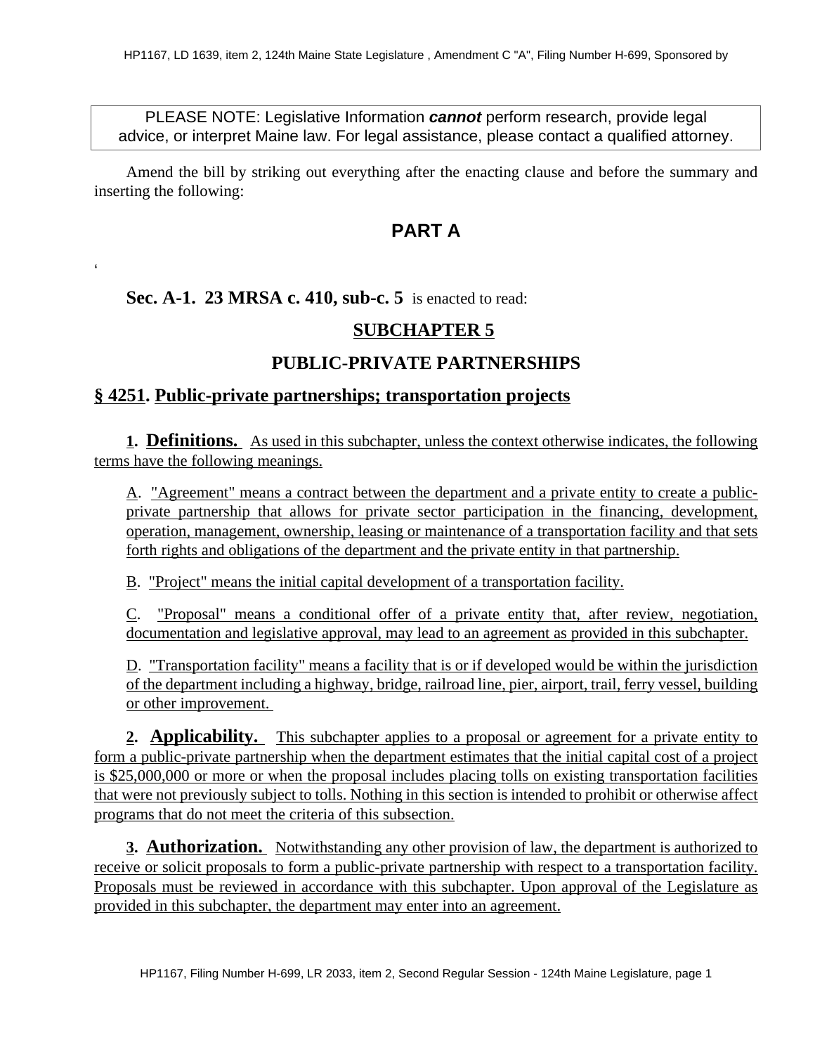PLEASE NOTE: Legislative Information ***cannot*** perform research, provide legal advice, or interpret Maine law. For legal assistance, please contact a qualified attorney.

Amend the bill by striking out everything after the enacting clause and before the summary and inserting the following:

## PART A

'

**Sec. A-1. 23 MRSA c. 410, sub-c. 5** is enacted to read:

### SUBCHAPTER 5

### PUBLIC-PRIVATE PARTNERSHIPS

### § 4251. Public-private partnerships; transportation projects

**1. Definitions.** As used in this subchapter, unless the context otherwise indicates, the following terms have the following meanings.

A. "Agreement" means a contract between the department and a private entity to create a public-private partnership that allows for private sector participation in the financing, development, operation, management, ownership, leasing or maintenance of a transportation facility and that sets forth rights and obligations of the department and the private entity in that partnership.

B. "Project" means the initial capital development of a transportation facility.

C. "Proposal" means a conditional offer of a private entity that, after review, negotiation, documentation and legislative approval, may lead to an agreement as provided in this subchapter.

D. "Transportation facility" means a facility that is or if developed would be within the jurisdiction of the department including a highway, bridge, railroad line, pier, airport, trail, ferry vessel, building or other improvement.

**2. Applicability.** This subchapter applies to a proposal or agreement for a private entity to form a public-private partnership when the department estimates that the initial capital cost of a project is $25,000,000 or more or when the proposal includes placing tolls on existing transportation facilities that were not previously subject to tolls. Nothing in this section is intended to prohibit or otherwise affect programs that do not meet the criteria of this subsection.

**3. Authorization.** Notwithstanding any other provision of law, the department is authorized to receive or solicit proposals to form a public-private partnership with respect to a transportation facility. Proposals must be reviewed in accordance with this subchapter. Upon approval of the Legislature as provided in this subchapter, the department may enter into an agreement.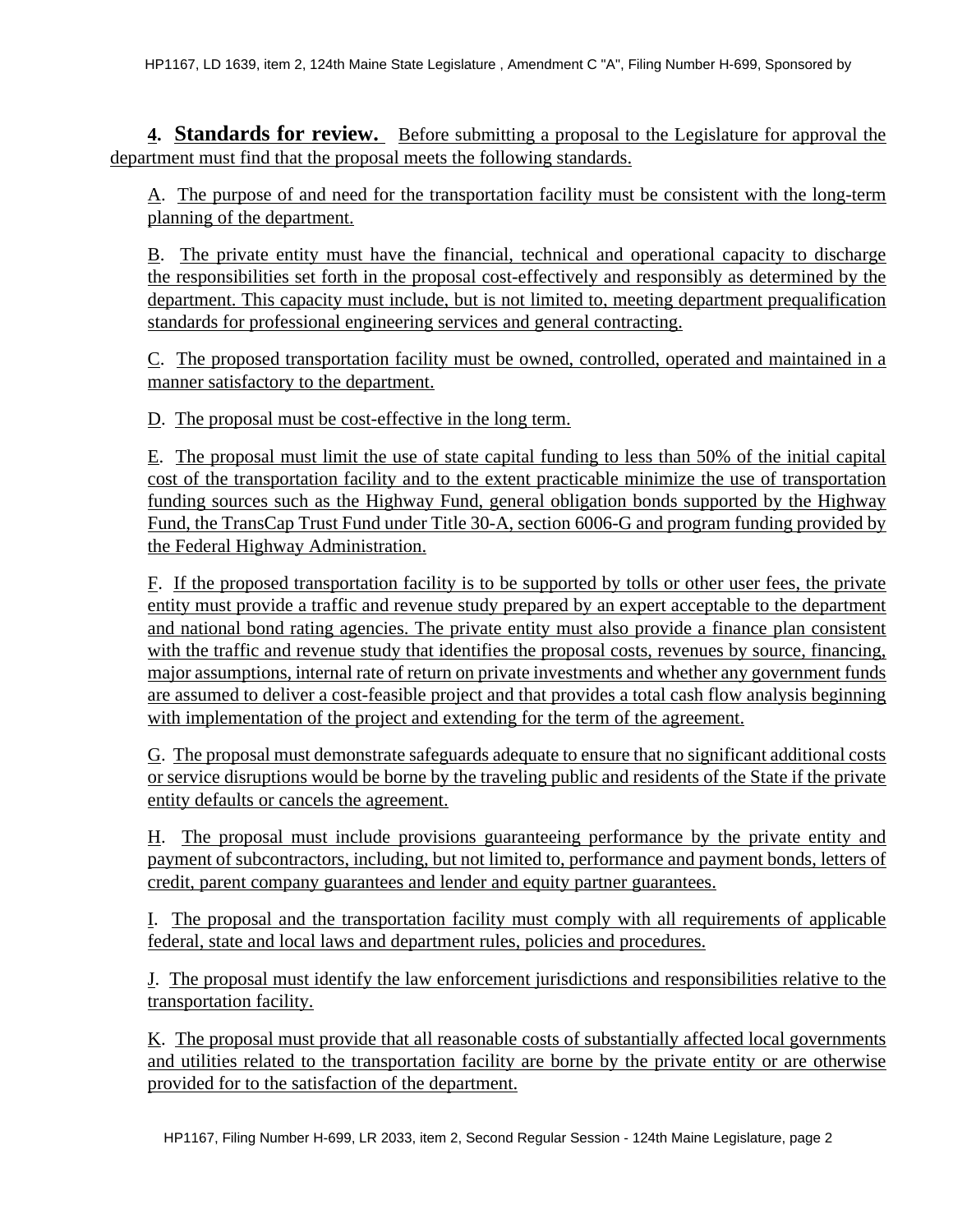**4.** **Standards for review.** Before submitting a proposal to the Legislature for approval the department must find that the proposal meets the following standards.

A. The purpose of and need for the transportation facility must be consistent with the long-term planning of the department.

B. The private entity must have the financial, technical and operational capacity to discharge the responsibilities set forth in the proposal cost-effectively and responsibly as determined by the department. This capacity must include, but is not limited to, meeting department prequalification standards for professional engineering services and general contracting.

C. The proposed transportation facility must be owned, controlled, operated and maintained in a manner satisfactory to the department.

D. The proposal must be cost-effective in the long term.

E. The proposal must limit the use of state capital funding to less than 50% of the initial capital cost of the transportation facility and to the extent practicable minimize the use of transportation funding sources such as the Highway Fund, general obligation bonds supported by the Highway Fund, the TransCap Trust Fund under Title 30-A, section 6006-G and program funding provided by the Federal Highway Administration.

F. If the proposed transportation facility is to be supported by tolls or other user fees, the private entity must provide a traffic and revenue study prepared by an expert acceptable to the department and national bond rating agencies. The private entity must also provide a finance plan consistent with the traffic and revenue study that identifies the proposal costs, revenues by source, financing, major assumptions, internal rate of return on private investments and whether any government funds are assumed to deliver a cost-feasible project and that provides a total cash flow analysis beginning with implementation of the project and extending for the term of the agreement.

G. The proposal must demonstrate safeguards adequate to ensure that no significant additional costs or service disruptions would be borne by the traveling public and residents of the State if the private entity defaults or cancels the agreement.

H. The proposal must include provisions guaranteeing performance by the private entity and payment of subcontractors, including, but not limited to, performance and payment bonds, letters of credit, parent company guarantees and lender and equity partner guarantees.

I. The proposal and the transportation facility must comply with all requirements of applicable federal, state and local laws and department rules, policies and procedures.

J. The proposal must identify the law enforcement jurisdictions and responsibilities relative to the transportation facility.

K. The proposal must provide that all reasonable costs of substantially affected local governments and utilities related to the transportation facility are borne by the private entity or are otherwise provided for to the satisfaction of the department.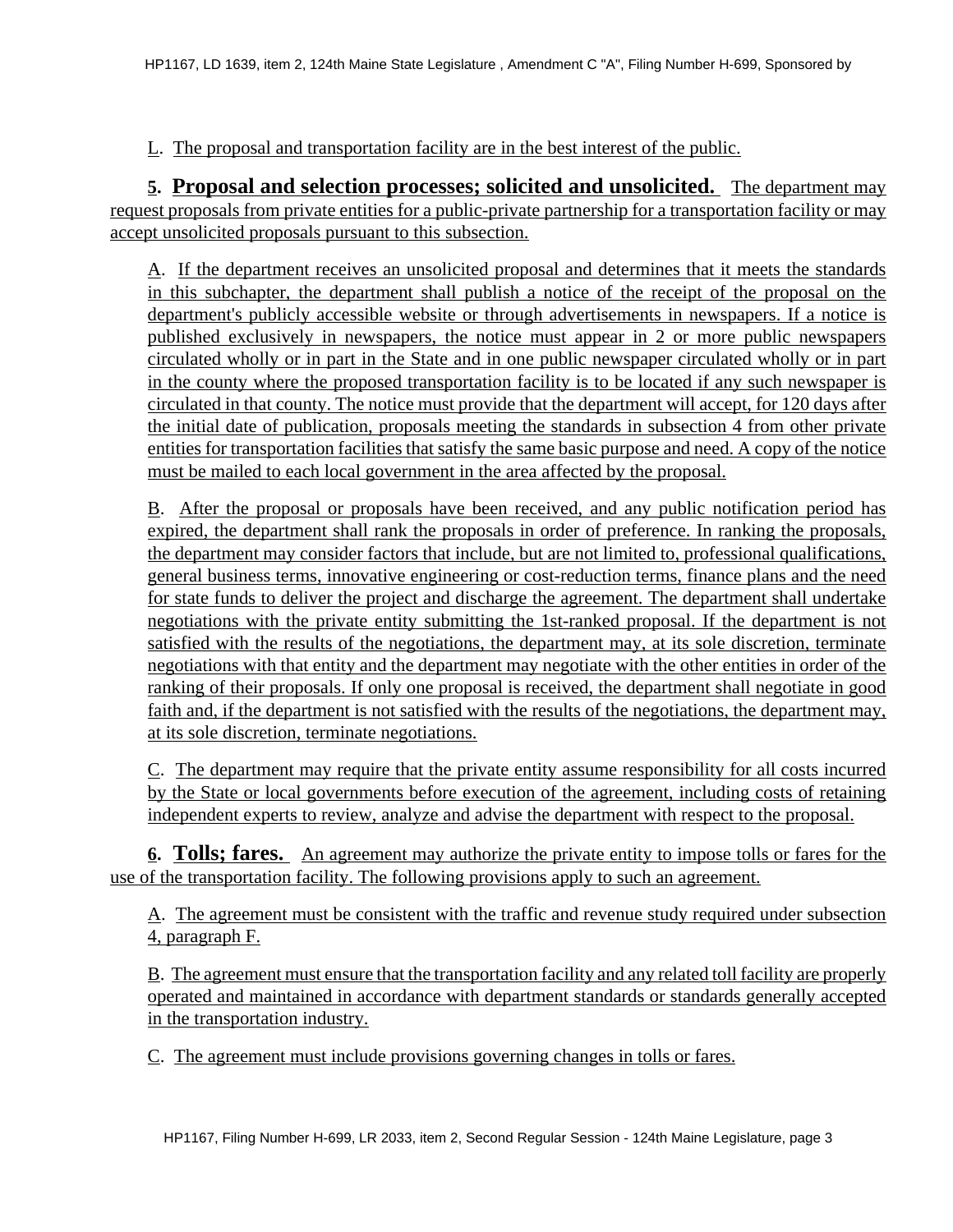L. The proposal and transportation facility are in the best interest of the public.

**5. Proposal and selection processes; solicited and unsolicited.** The department may request proposals from private entities for a public-private partnership for a transportation facility or may accept unsolicited proposals pursuant to this subsection.

A. If the department receives an unsolicited proposal and determines that it meets the standards in this subchapter, the department shall publish a notice of the receipt of the proposal on the department's publicly accessible website or through advertisements in newspapers. If a notice is published exclusively in newspapers, the notice must appear in 2 or more public newspapers circulated wholly or in part in the State and in one public newspaper circulated wholly or in part in the county where the proposed transportation facility is to be located if any such newspaper is circulated in that county. The notice must provide that the department will accept, for 120 days after the initial date of publication, proposals meeting the standards in subsection 4 from other private entities for transportation facilities that satisfy the same basic purpose and need. A copy of the notice must be mailed to each local government in the area affected by the proposal.

B. After the proposal or proposals have been received, and any public notification period has expired, the department shall rank the proposals in order of preference. In ranking the proposals, the department may consider factors that include, but are not limited to, professional qualifications, general business terms, innovative engineering or cost-reduction terms, finance plans and the need for state funds to deliver the project and discharge the agreement. The department shall undertake negotiations with the private entity submitting the 1st-ranked proposal. If the department is not satisfied with the results of the negotiations, the department may, at its sole discretion, terminate negotiations with that entity and the department may negotiate with the other entities in order of the ranking of their proposals. If only one proposal is received, the department shall negotiate in good faith and, if the department is not satisfied with the results of the negotiations, the department may, at its sole discretion, terminate negotiations.

C. The department may require that the private entity assume responsibility for all costs incurred by the State or local governments before execution of the agreement, including costs of retaining independent experts to review, analyze and advise the department with respect to the proposal.

**6. Tolls; fares.** An agreement may authorize the private entity to impose tolls or fares for the use of the transportation facility. The following provisions apply to such an agreement.

A. The agreement must be consistent with the traffic and revenue study required under subsection 4, paragraph F.

B. The agreement must ensure that the transportation facility and any related toll facility are properly operated and maintained in accordance with department standards or standards generally accepted in the transportation industry.

C. The agreement must include provisions governing changes in tolls or fares.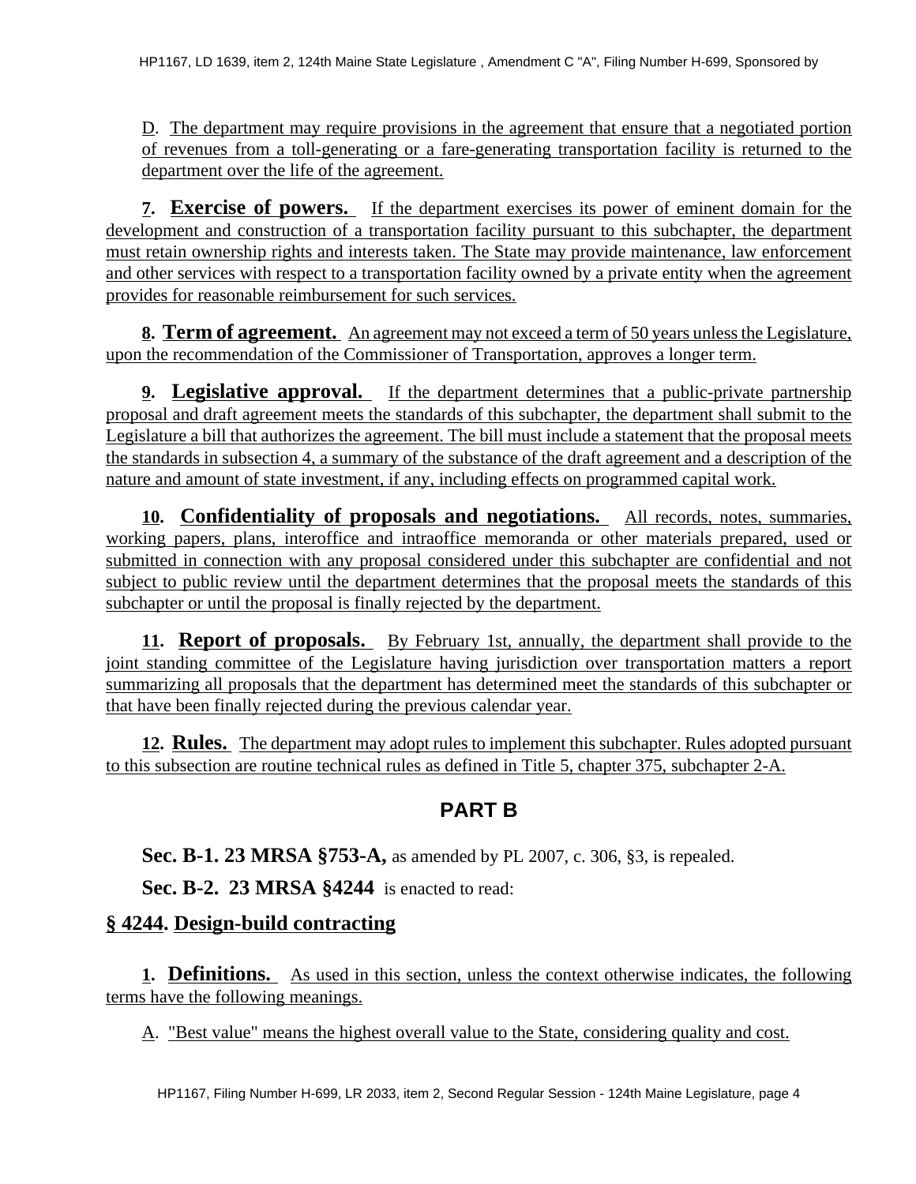D. The department may require provisions in the agreement that ensure that a negotiated portion of revenues from a toll-generating or a fare-generating transportation facility is returned to the department over the life of the agreement.

**7. Exercise of powers.** If the department exercises its power of eminent domain for the development and construction of a transportation facility pursuant to this subchapter, the department must retain ownership rights and interests taken. The State may provide maintenance, law enforcement and other services with respect to a transportation facility owned by a private entity when the agreement provides for reasonable reimbursement for such services.

**8. Term of agreement.** An agreement may not exceed a term of 50 years unless the Legislature, upon the recommendation of the Commissioner of Transportation, approves a longer term.

**9. Legislative approval.** If the department determines that a public-private partnership proposal and draft agreement meets the standards of this subchapter, the department shall submit to the Legislature a bill that authorizes the agreement. The bill must include a statement that the proposal meets the standards in subsection 4, a summary of the substance of the draft agreement and a description of the nature and amount of state investment, if any, including effects on programmed capital work.

**10. Confidentiality of proposals and negotiations.** All records, notes, summaries, working papers, plans, interoffice and intraoffice memoranda or other materials prepared, used or submitted in connection with any proposal considered under this subchapter are confidential and not subject to public review until the department determines that the proposal meets the standards of this subchapter or until the proposal is finally rejected by the department.

**11. Report of proposals.** By February 1st, annually, the department shall provide to the joint standing committee of the Legislature having jurisdiction over transportation matters a report summarizing all proposals that the department has determined meet the standards of this subchapter or that have been finally rejected during the previous calendar year.

**12. Rules.** The department may adopt rules to implement this subchapter. Rules adopted pursuant to this subsection are routine technical rules as defined in Title 5, chapter 375, subchapter 2-A.

## PART B

**Sec. B-1. 23 MRSA §753-A,** as amended by PL 2007, c. 306, §3, is repealed.

**Sec. B-2. 23 MRSA §4244** is enacted to read:

### § 4244. Design-build contracting

**1. Definitions.** As used in this section, unless the context otherwise indicates, the following terms have the following meanings.

A. "Best value" means the highest overall value to the State, considering quality and cost.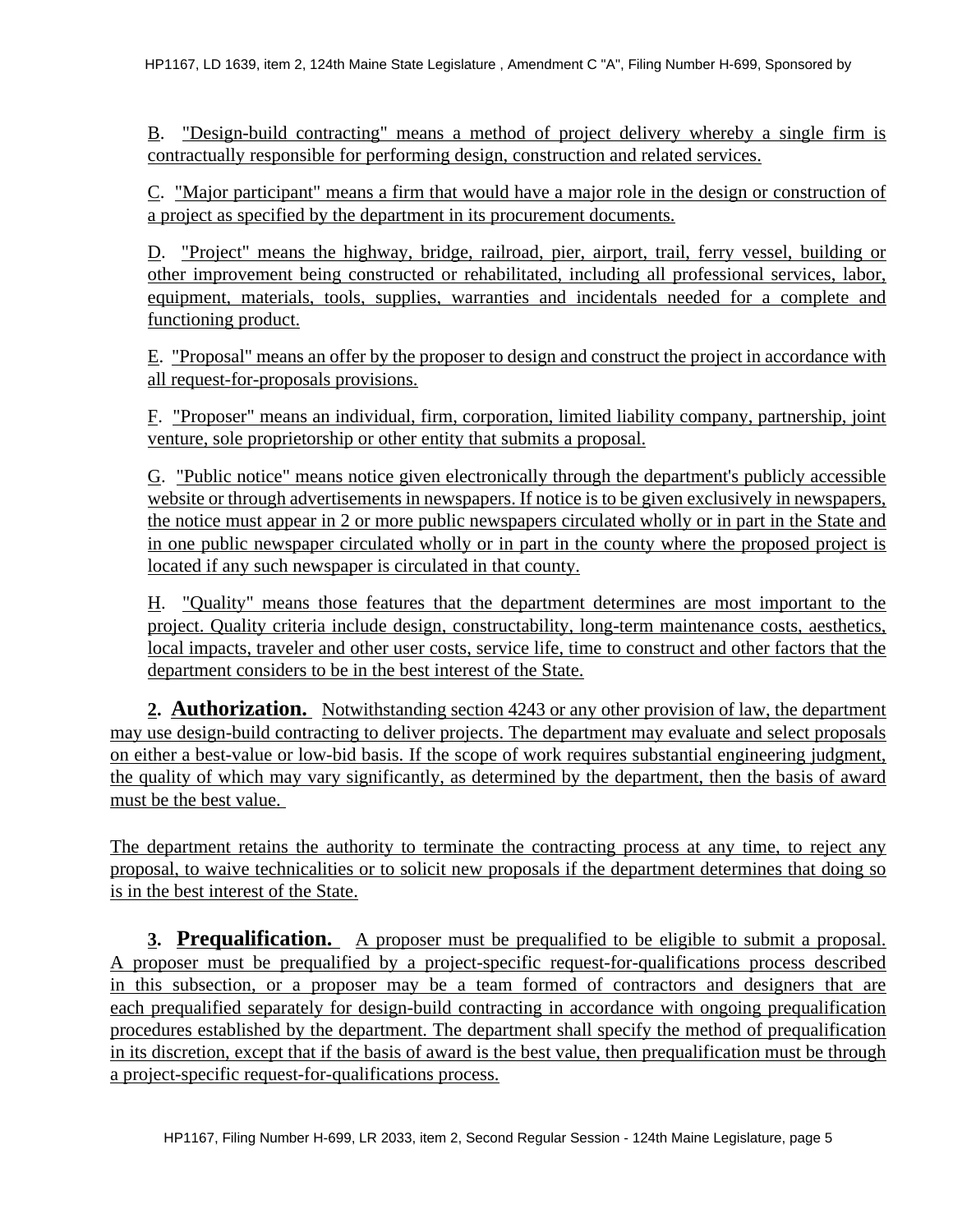B. "Design-build contracting" means a method of project delivery whereby a single firm is contractually responsible for performing design, construction and related services.

C. "Major participant" means a firm that would have a major role in the design or construction of a project as specified by the department in its procurement documents.

D. "Project" means the highway, bridge, railroad, pier, airport, trail, ferry vessel, building or other improvement being constructed or rehabilitated, including all professional services, labor, equipment, materials, tools, supplies, warranties and incidentals needed for a complete and functioning product.

E. "Proposal" means an offer by the proposer to design and construct the project in accordance with all request-for-proposals provisions.

F. "Proposer" means an individual, firm, corporation, limited liability company, partnership, joint venture, sole proprietorship or other entity that submits a proposal.

G. "Public notice" means notice given electronically through the department's publicly accessible website or through advertisements in newspapers. If notice is to be given exclusively in newspapers, the notice must appear in 2 or more public newspapers circulated wholly or in part in the State and in one public newspaper circulated wholly or in part in the county where the proposed project is located if any such newspaper is circulated in that county.

H. "Quality" means those features that the department determines are most important to the project. Quality criteria include design, constructability, long-term maintenance costs, aesthetics, local impacts, traveler and other user costs, service life, time to construct and other factors that the department considers to be in the best interest of the State.

**2. Authorization.** Notwithstanding section 4243 or any other provision of law, the department may use design-build contracting to deliver projects. The department may evaluate and select proposals on either a best-value or low-bid basis. If the scope of work requires substantial engineering judgment, the quality of which may vary significantly, as determined by the department, then the basis of award must be the best value.

The department retains the authority to terminate the contracting process at any time, to reject any proposal, to waive technicalities or to solicit new proposals if the department determines that doing so is in the best interest of the State.

**3. Prequalification.** A proposer must be prequalified to be eligible to submit a proposal. A proposer must be prequalified by a project-specific request-for-qualifications process described in this subsection, or a proposer may be a team formed of contractors and designers that are each prequalified separately for design-build contracting in accordance with ongoing prequalification procedures established by the department. The department shall specify the method of prequalification in its discretion, except that if the basis of award is the best value, then prequalification must be through a project-specific request-for-qualifications process.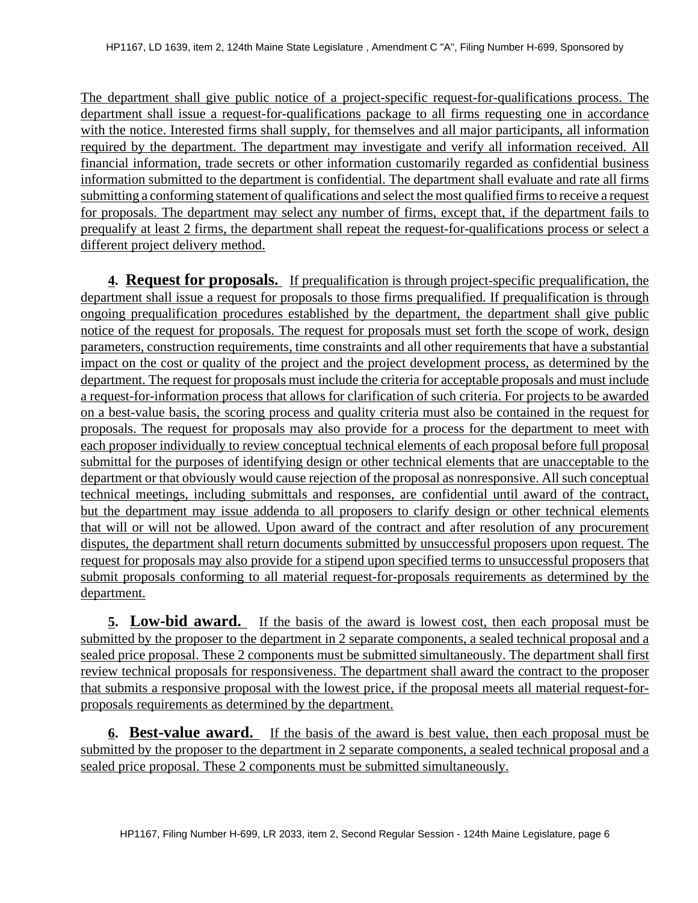The department shall give public notice of a project-specific request-for-qualifications process. The department shall issue a request-for-qualifications package to all firms requesting one in accordance with the notice. Interested firms shall supply, for themselves and all major participants, all information required by the department. The department may investigate and verify all information received. All financial information, trade secrets or other information customarily regarded as confidential business information submitted to the department is confidential. The department shall evaluate and rate all firms submitting a conforming statement of qualifications and select the most qualified firms to receive a request for proposals. The department may select any number of firms, except that, if the department fails to prequalify at least 2 firms, the department shall repeat the request-for-qualifications process or select a different project delivery method.

**4. Request for proposals.** If prequalification is through project-specific prequalification, the department shall issue a request for proposals to those firms prequalified. If prequalification is through ongoing prequalification procedures established by the department, the department shall give public notice of the request for proposals. The request for proposals must set forth the scope of work, design parameters, construction requirements, time constraints and all other requirements that have a substantial impact on the cost or quality of the project and the project development process, as determined by the department. The request for proposals must include the criteria for acceptable proposals and must include a request-for-information process that allows for clarification of such criteria. For projects to be awarded on a best-value basis, the scoring process and quality criteria must also be contained in the request for proposals. The request for proposals may also provide for a process for the department to meet with each proposer individually to review conceptual technical elements of each proposal before full proposal submittal for the purposes of identifying design or other technical elements that are unacceptable to the department or that obviously would cause rejection of the proposal as nonresponsive. All such conceptual technical meetings, including submittals and responses, are confidential until award of the contract, but the department may issue addenda to all proposers to clarify design or other technical elements that will or will not be allowed. Upon award of the contract and after resolution of any procurement disputes, the department shall return documents submitted by unsuccessful proposers upon request. The request for proposals may also provide for a stipend upon specified terms to unsuccessful proposers that submit proposals conforming to all material request-for-proposals requirements as determined by the department.

**5. Low-bid award.** If the basis of the award is lowest cost, then each proposal must be submitted by the proposer to the department in 2 separate components, a sealed technical proposal and a sealed price proposal. These 2 components must be submitted simultaneously. The department shall first review technical proposals for responsiveness. The department shall award the contract to the proposer that submits a responsive proposal with the lowest price, if the proposal meets all material request-for-proposals requirements as determined by the department.

**6. Best-value award.** If the basis of the award is best value, then each proposal must be submitted by the proposer to the department in 2 separate components, a sealed technical proposal and a sealed price proposal. These 2 components must be submitted simultaneously.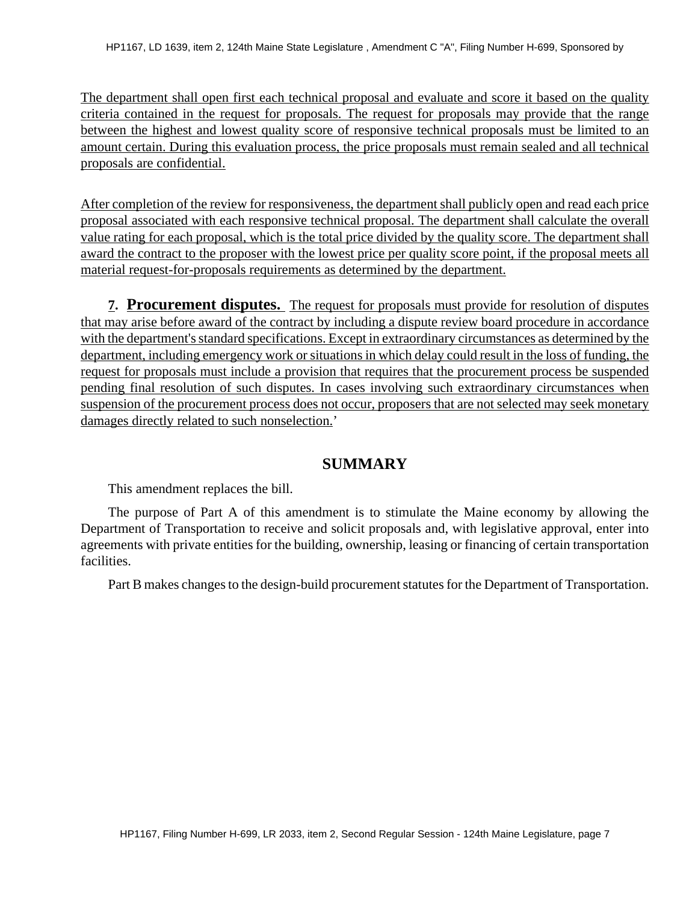The department shall open first each technical proposal and evaluate and score it based on the quality criteria contained in the request for proposals. The request for proposals may provide that the range between the highest and lowest quality score of responsive technical proposals must be limited to an amount certain. During this evaluation process, the price proposals must remain sealed and all technical proposals are confidential.

After completion of the review for responsiveness, the department shall publicly open and read each price proposal associated with each responsive technical proposal. The department shall calculate the overall value rating for each proposal, which is the total price divided by the quality score. The department shall award the contract to the proposer with the lowest price per quality score point, if the proposal meets all material request-for-proposals requirements as determined by the department.

**7. Procurement disputes.** The request for proposals must provide for resolution of disputes that may arise before award of the contract by including a dispute review board procedure in accordance with the department's standard specifications. Except in extraordinary circumstances as determined by the department, including emergency work or situations in which delay could result in the loss of funding, the request for proposals must include a provision that requires that the procurement process be suspended pending final resolution of such disputes. In cases involving such extraordinary circumstances when suspension of the procurement process does not occur, proposers that are not selected may seek monetary damages directly related to such nonselection.'

## SUMMARY

This amendment replaces the bill.

The purpose of Part A of this amendment is to stimulate the Maine economy by allowing the Department of Transportation to receive and solicit proposals and, with legislative approval, enter into agreements with private entities for the building, ownership, leasing or financing of certain transportation facilities.

Part B makes changes to the design-build procurement statutes for the Department of Transportation.